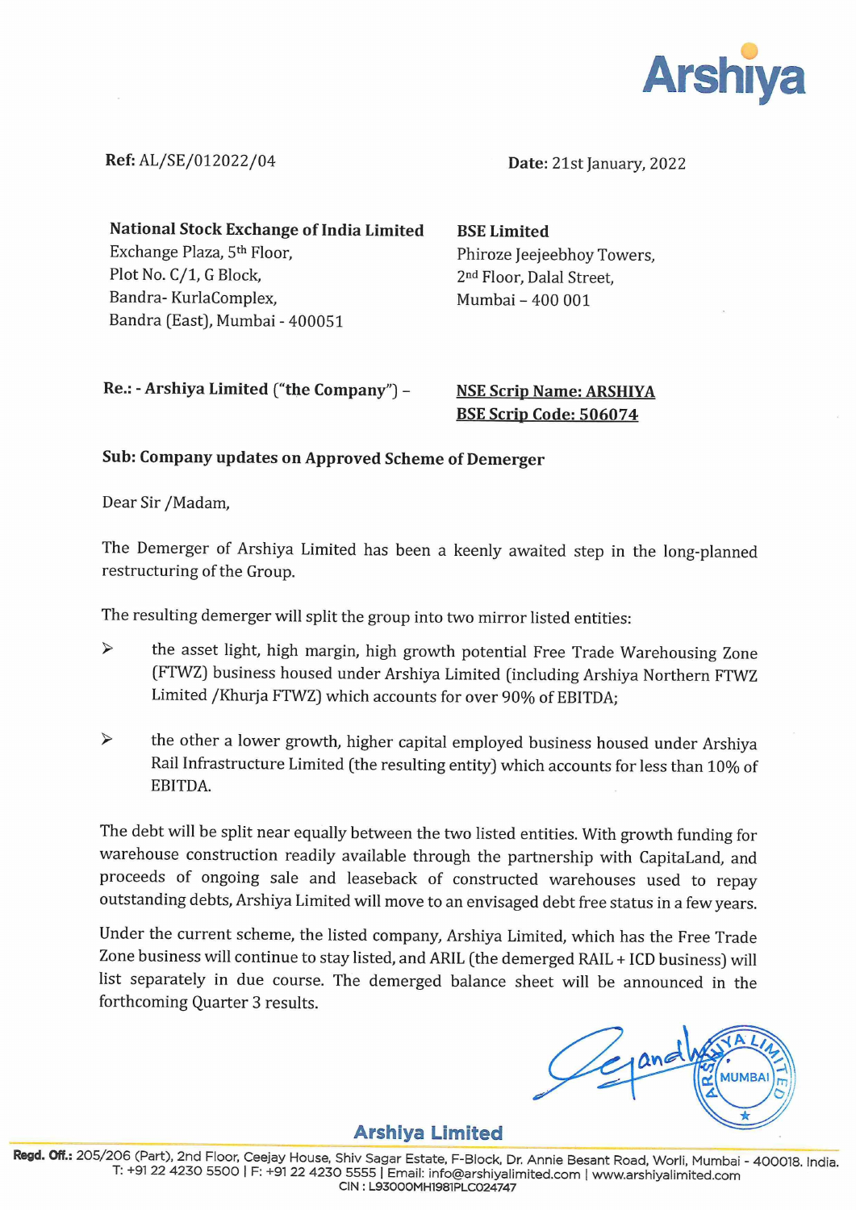Arshiya

**Ref:** AL/SE/012022/04

**Date:** 21st January, 2022

**National Stock Exchange of India Limited**
Exchange Plaza, 5th Floor,
Plot No. C/1, G Block,
Bandra- KurlaComplex,
Bandra (East), Mumbai - 400051

**BSE Limited**
Phiroze Jeejeebhoy Towers,
2nd Floor, Dalal Street,
Mumbai – 400 001

**Re.: - Arshiya Limited ("the Company") –**

**NSE Scrip Name: ARSHIYA**
**BSE Scrip Code: 506074**

**Sub: Company updates on Approved Scheme of Demerger**

Dear Sir /Madam,

The Demerger of Arshiya Limited has been a keenly awaited step in the long-planned restructuring of the Group.

The resulting demerger will split the group into two mirror listed entities:

- the asset light, high margin, high growth potential Free Trade Warehousing Zone (FTWZ) business housed under Arshiya Limited (including Arshiya Northern FTWZ Limited /Khurja FTWZ) which accounts for over 90% of EBITDA;
- the other a lower growth, higher capital employed business housed under Arshiya Rail Infrastructure Limited (the resulting entity) which accounts for less than 10% of EBITDA.

The debt will be split near equally between the two listed entities. With growth funding for warehouse construction readily available through the partnership with CapitaLand, and proceeds of ongoing sale and leaseback of constructed warehouses used to repay outstanding debts, Arshiya Limited will move to an envisaged debt free status in a few years.

Under the current scheme, the listed company, Arshiya Limited, which has the Free Trade Zone business will continue to stay listed, and ARIL (the demerged RAIL + ICD business) will list separately in due course. The demerged balance sheet will be announced in the forthcoming Quarter 3 results.

**Arshiya Limited**

**Regd. Off.:** 205/206 (Part), 2nd Floor, Ceejay House, Shiv Sagar Estate, F-Block, Dr. Annie Besant Road, Worli, Mumbai - 400018. India.
T: +91 22 4230 5500 | F: +91 22 4230 5555 | Email: info@arshiyalimited.com | www.arshiyalimited.com
CIN : L93000MH1981PLC024747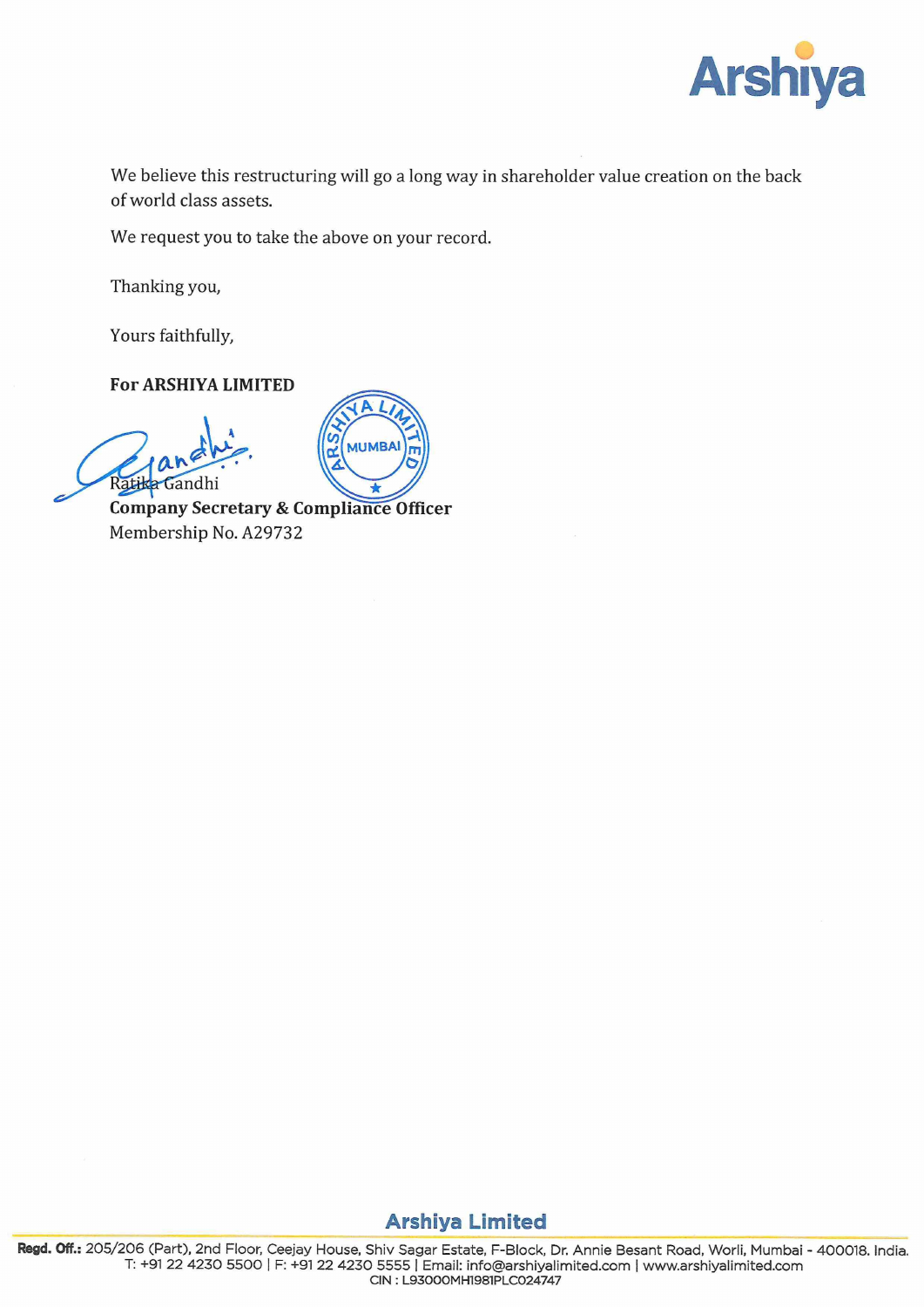We believe this restructuring will go a long way in shareholder value creation on the back of world class assets.

We request you to take the above on your record.

Thanking you,

Yours faithfully,

**For ARSHIYA LIMITED**

Ratika Gandhi
**Company Secretary & Compliance Officer**
Membership No. A29732